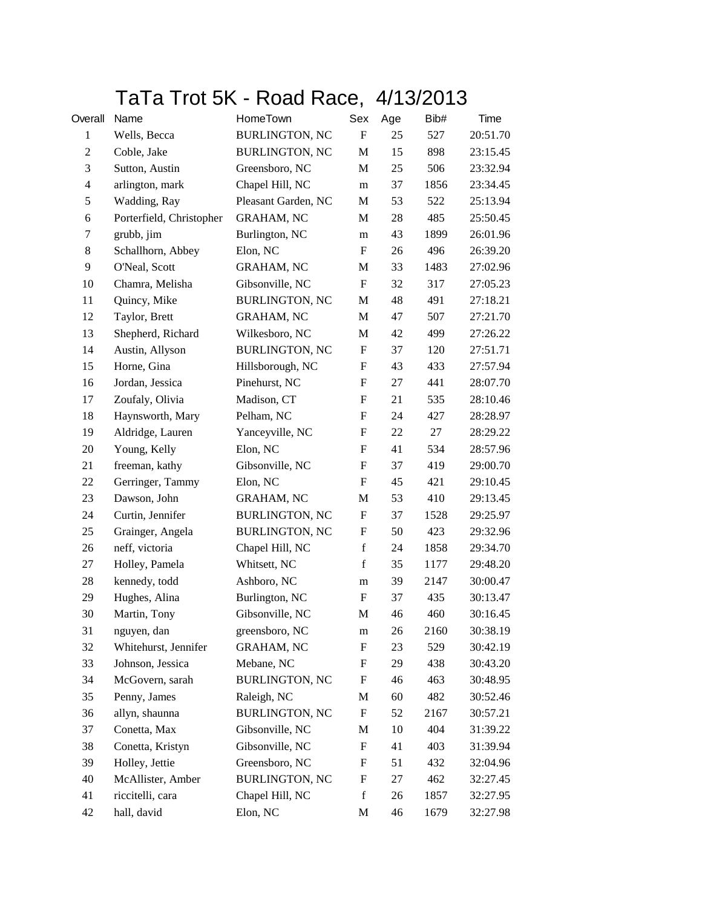# TaTa Trot 5K - Road Race, 4/13/2013

| Overall | Name | HomeTown | Sex | Age | Bib# | Time |
|---|---|---|---|---|---|---|
| 1 | Wells, Becca | BURLINGTON, NC | F | 25 | 527 | 20:51.70 |
| 2 | Coble, Jake | BURLINGTON, NC | M | 15 | 898 | 23:15.45 |
| 3 | Sutton, Austin | Greensboro, NC | M | 25 | 506 | 23:32.94 |
| 4 | arlington, mark | Chapel Hill, NC | m | 37 | 1856 | 23:34.45 |
| 5 | Wadding, Ray | Pleasant Garden, NC | M | 53 | 522 | 25:13.94 |
| 6 | Porterfield, Christopher | GRAHAM, NC | M | 28 | 485 | 25:50.45 |
| 7 | grubb, jim | Burlington, NC | m | 43 | 1899 | 26:01.96 |
| 8 | Schallhorn, Abbey | Elon, NC | F | 26 | 496 | 26:39.20 |
| 9 | O'Neal, Scott | GRAHAM, NC | M | 33 | 1483 | 27:02.96 |
| 10 | Chamra, Melisha | Gibsonville, NC | F | 32 | 317 | 27:05.23 |
| 11 | Quincy, Mike | BURLINGTON, NC | M | 48 | 491 | 27:18.21 |
| 12 | Taylor, Brett | GRAHAM, NC | M | 47 | 507 | 27:21.70 |
| 13 | Shepherd, Richard | Wilkesboro, NC | M | 42 | 499 | 27:26.22 |
| 14 | Austin, Allyson | BURLINGTON, NC | F | 37 | 120 | 27:51.71 |
| 15 | Horne, Gina | Hillsborough, NC | F | 43 | 433 | 27:57.94 |
| 16 | Jordan, Jessica | Pinehurst, NC | F | 27 | 441 | 28:07.70 |
| 17 | Zoufaly, Olivia | Madison, CT | F | 21 | 535 | 28:10.46 |
| 18 | Haynsworth, Mary | Pelham, NC | F | 24 | 427 | 28:28.97 |
| 19 | Aldridge, Lauren | Yanceyville, NC | F | 22 | 27 | 28:29.22 |
| 20 | Young, Kelly | Elon, NC | F | 41 | 534 | 28:57.96 |
| 21 | freeman, kathy | Gibsonville, NC | F | 37 | 419 | 29:00.70 |
| 22 | Gerringer, Tammy | Elon, NC | F | 45 | 421 | 29:10.45 |
| 23 | Dawson, John | GRAHAM, NC | M | 53 | 410 | 29:13.45 |
| 24 | Curtin, Jennifer | BURLINGTON, NC | F | 37 | 1528 | 29:25.97 |
| 25 | Grainger, Angela | BURLINGTON, NC | F | 50 | 423 | 29:32.96 |
| 26 | neff, victoria | Chapel Hill, NC | f | 24 | 1858 | 29:34.70 |
| 27 | Holley, Pamela | Whitsett, NC | f | 35 | 1177 | 29:48.20 |
| 28 | kennedy, todd | Ashboro, NC | m | 39 | 2147 | 30:00.47 |
| 29 | Hughes, Alina | Burlington, NC | F | 37 | 435 | 30:13.47 |
| 30 | Martin, Tony | Gibsonville, NC | M | 46 | 460 | 30:16.45 |
| 31 | nguyen, dan | greensboro, NC | m | 26 | 2160 | 30:38.19 |
| 32 | Whitehurst, Jennifer | GRAHAM, NC | F | 23 | 529 | 30:42.19 |
| 33 | Johnson, Jessica | Mebane, NC | F | 29 | 438 | 30:43.20 |
| 34 | McGovern, sarah | BURLINGTON, NC | F | 46 | 463 | 30:48.95 |
| 35 | Penny, James | Raleigh, NC | M | 60 | 482 | 30:52.46 |
| 36 | allyn, shaunna | BURLINGTON, NC | F | 52 | 2167 | 30:57.21 |
| 37 | Conetta, Max | Gibsonville, NC | M | 10 | 404 | 31:39.22 |
| 38 | Conetta, Kristyn | Gibsonville, NC | F | 41 | 403 | 31:39.94 |
| 39 | Holley, Jettie | Greensboro, NC | F | 51 | 432 | 32:04.96 |
| 40 | McAllister, Amber | BURLINGTON, NC | F | 27 | 462 | 32:27.45 |
| 41 | riccitelli, cara | Chapel Hill, NC | f | 26 | 1857 | 32:27.95 |
| 42 | hall, david | Elon, NC | M | 46 | 1679 | 32:27.98 |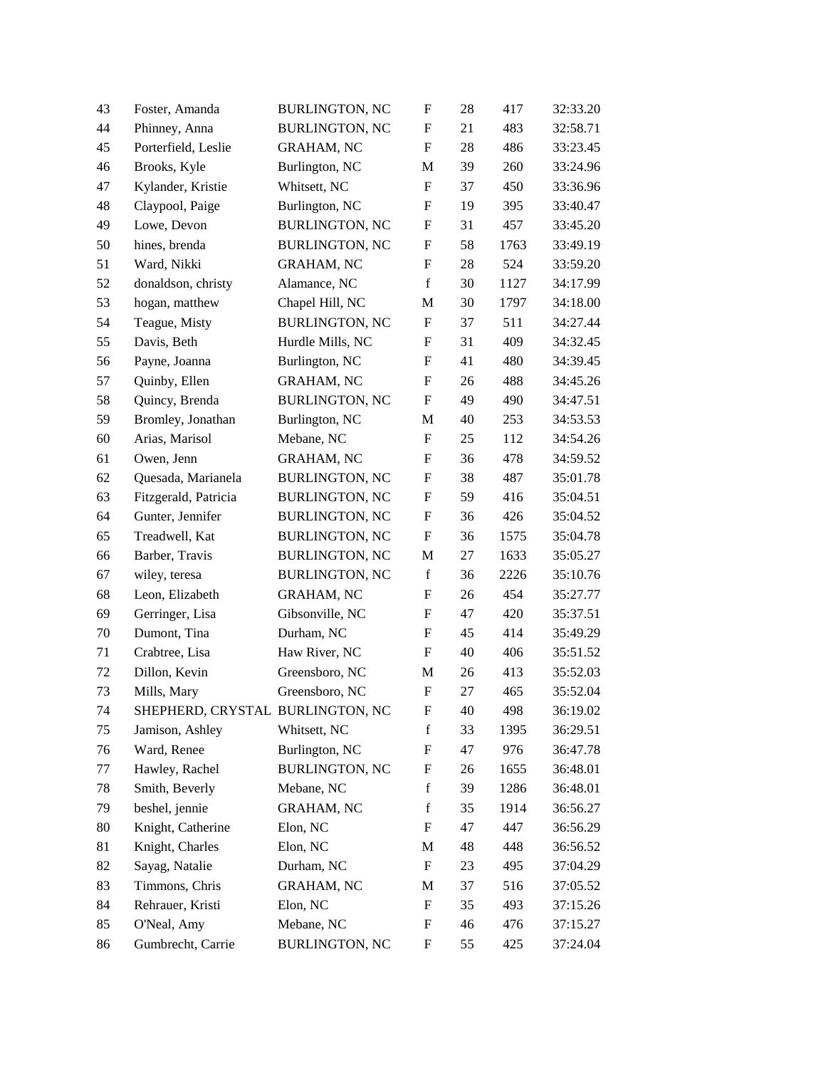| | | | | | | |
|---|---|---|---|---|---|---|
| 43 | Foster, Amanda | BURLINGTON, NC | F | 28 | 417 | 32:33.20 |
| 44 | Phinney, Anna | BURLINGTON, NC | F | 21 | 483 | 32:58.71 |
| 45 | Porterfield, Leslie | GRAHAM, NC | F | 28 | 486 | 33:23.45 |
| 46 | Brooks, Kyle | Burlington, NC | M | 39 | 260 | 33:24.96 |
| 47 | Kylander, Kristie | Whitsett, NC | F | 37 | 450 | 33:36.96 |
| 48 | Claypool, Paige | Burlington, NC | F | 19 | 395 | 33:40.47 |
| 49 | Lowe, Devon | BURLINGTON, NC | F | 31 | 457 | 33:45.20 |
| 50 | hines, brenda | BURLINGTON, NC | F | 58 | 1763 | 33:49.19 |
| 51 | Ward, Nikki | GRAHAM, NC | F | 28 | 524 | 33:59.20 |
| 52 | donaldson, christy | Alamance, NC | f | 30 | 1127 | 34:17.99 |
| 53 | hogan, matthew | Chapel Hill, NC | M | 30 | 1797 | 34:18.00 |
| 54 | Teague, Misty | BURLINGTON, NC | F | 37 | 511 | 34:27.44 |
| 55 | Davis, Beth | Hurdle Mills, NC | F | 31 | 409 | 34:32.45 |
| 56 | Payne, Joanna | Burlington, NC | F | 41 | 480 | 34:39.45 |
| 57 | Quinby, Ellen | GRAHAM, NC | F | 26 | 488 | 34:45.26 |
| 58 | Quincy, Brenda | BURLINGTON, NC | F | 49 | 490 | 34:47.51 |
| 59 | Bromley, Jonathan | Burlington, NC | M | 40 | 253 | 34:53.53 |
| 60 | Arias, Marisol | Mebane, NC | F | 25 | 112 | 34:54.26 |
| 61 | Owen, Jenn | GRAHAM, NC | F | 36 | 478 | 34:59.52 |
| 62 | Quesada, Marianela | BURLINGTON, NC | F | 38 | 487 | 35:01.78 |
| 63 | Fitzgerald, Patricia | BURLINGTON, NC | F | 59 | 416 | 35:04.51 |
| 64 | Gunter, Jennifer | BURLINGTON, NC | F | 36 | 426 | 35:04.52 |
| 65 | Treadwell, Kat | BURLINGTON, NC | F | 36 | 1575 | 35:04.78 |
| 66 | Barber, Travis | BURLINGTON, NC | M | 27 | 1633 | 35:05.27 |
| 67 | wiley, teresa | BURLINGTON, NC | f | 36 | 2226 | 35:10.76 |
| 68 | Leon, Elizabeth | GRAHAM, NC | F | 26 | 454 | 35:27.77 |
| 69 | Gerringer, Lisa | Gibsonville, NC | F | 47 | 420 | 35:37.51 |
| 70 | Dumont, Tina | Durham, NC | F | 45 | 414 | 35:49.29 |
| 71 | Crabtree, Lisa | Haw River, NC | F | 40 | 406 | 35:51.52 |
| 72 | Dillon, Kevin | Greensboro, NC | M | 26 | 413 | 35:52.03 |
| 73 | Mills, Mary | Greensboro, NC | F | 27 | 465 | 35:52.04 |
| 74 | SHEPHERD, CRYSTAL | BURLINGTON, NC | F | 40 | 498 | 36:19.02 |
| 75 | Jamison, Ashley | Whitsett, NC | f | 33 | 1395 | 36:29.51 |
| 76 | Ward, Renee | Burlington, NC | F | 47 | 976 | 36:47.78 |
| 77 | Hawley, Rachel | BURLINGTON, NC | F | 26 | 1655 | 36:48.01 |
| 78 | Smith, Beverly | Mebane, NC | f | 39 | 1286 | 36:48.01 |
| 79 | beshel, jennie | GRAHAM, NC | f | 35 | 1914 | 36:56.27 |
| 80 | Knight, Catherine | Elon, NC | F | 47 | 447 | 36:56.29 |
| 81 | Knight, Charles | Elon, NC | M | 48 | 448 | 36:56.52 |
| 82 | Sayag, Natalie | Durham, NC | F | 23 | 495 | 37:04.29 |
| 83 | Timmons, Chris | GRAHAM, NC | M | 37 | 516 | 37:05.52 |
| 84 | Rehrauer, Kristi | Elon, NC | F | 35 | 493 | 37:15.26 |
| 85 | O'Neal, Amy | Mebane, NC | F | 46 | 476 | 37:15.27 |
| 86 | Gumbrecht, Carrie | BURLINGTON, NC | F | 55 | 425 | 37:24.04 |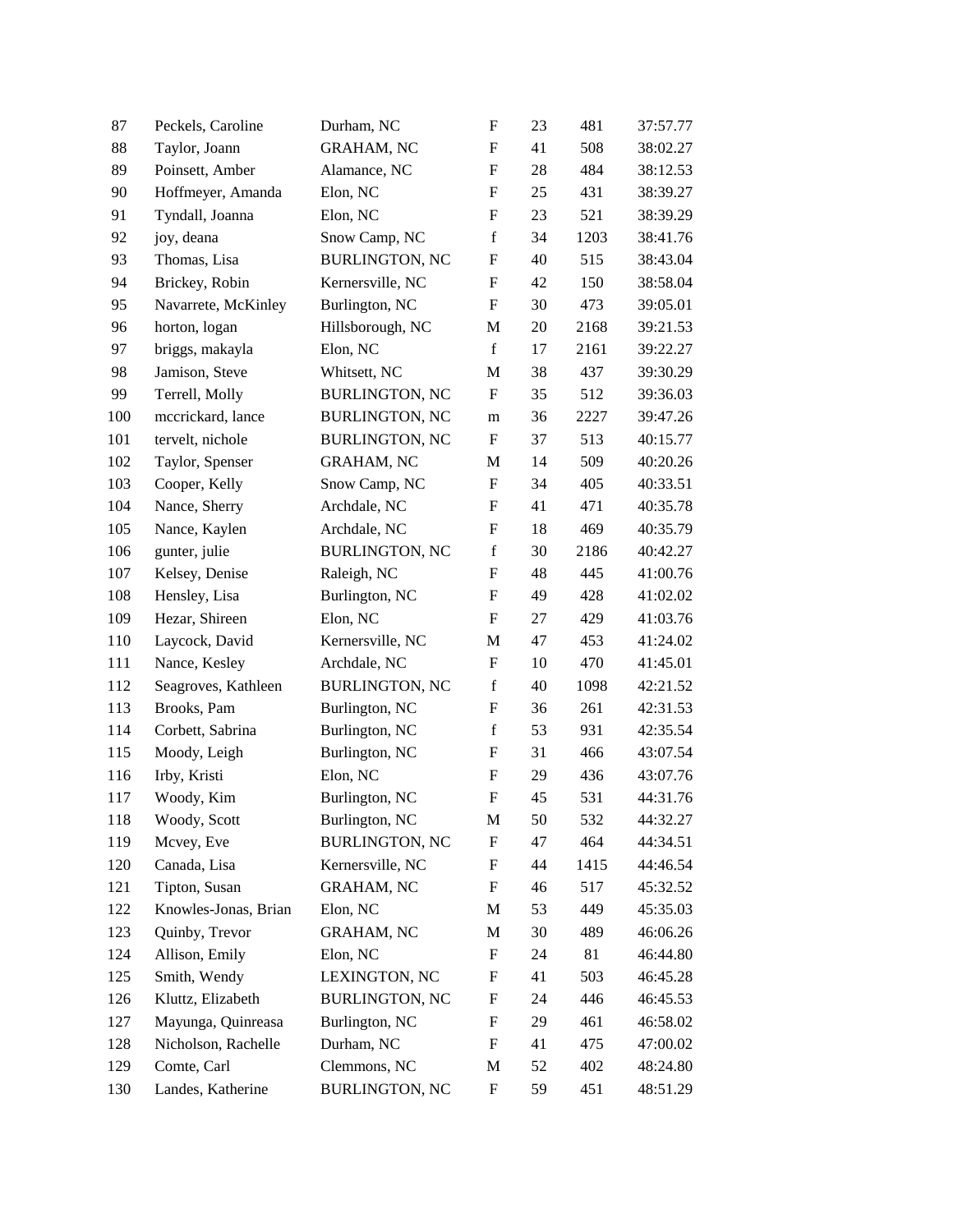| | | | | | | |
|---|---|---|---|---|---|---|
| 87 | Peckels, Caroline | Durham, NC | F | 23 | 481 | 37:57.77 |
| 88 | Taylor, Joann | GRAHAM, NC | F | 41 | 508 | 38:02.27 |
| 89 | Poinsett, Amber | Alamance, NC | F | 28 | 484 | 38:12.53 |
| 90 | Hoffmeyer, Amanda | Elon, NC | F | 25 | 431 | 38:39.27 |
| 91 | Tyndall, Joanna | Elon, NC | F | 23 | 521 | 38:39.29 |
| 92 | joy, deana | Snow Camp, NC | f | 34 | 1203 | 38:41.76 |
| 93 | Thomas, Lisa | BURLINGTON, NC | F | 40 | 515 | 38:43.04 |
| 94 | Brickey, Robin | Kernersville, NC | F | 42 | 150 | 38:58.04 |
| 95 | Navarrete, McKinley | Burlington, NC | F | 30 | 473 | 39:05.01 |
| 96 | horton, logan | Hillsborough, NC | M | 20 | 2168 | 39:21.53 |
| 97 | briggs, makayla | Elon, NC | f | 17 | 2161 | 39:22.27 |
| 98 | Jamison, Steve | Whitsett, NC | M | 38 | 437 | 39:30.29 |
| 99 | Terrell, Molly | BURLINGTON, NC | F | 35 | 512 | 39:36.03 |
| 100 | mccrickard, lance | BURLINGTON, NC | m | 36 | 2227 | 39:47.26 |
| 101 | tervelt, nichole | BURLINGTON, NC | F | 37 | 513 | 40:15.77 |
| 102 | Taylor, Spenser | GRAHAM, NC | M | 14 | 509 | 40:20.26 |
| 103 | Cooper, Kelly | Snow Camp, NC | F | 34 | 405 | 40:33.51 |
| 104 | Nance, Sherry | Archdale, NC | F | 41 | 471 | 40:35.78 |
| 105 | Nance, Kaylen | Archdale, NC | F | 18 | 469 | 40:35.79 |
| 106 | gunter, julie | BURLINGTON, NC | f | 30 | 2186 | 40:42.27 |
| 107 | Kelsey, Denise | Raleigh, NC | F | 48 | 445 | 41:00.76 |
| 108 | Hensley, Lisa | Burlington, NC | F | 49 | 428 | 41:02.02 |
| 109 | Hezar, Shireen | Elon, NC | F | 27 | 429 | 41:03.76 |
| 110 | Laycock, David | Kernersville, NC | M | 47 | 453 | 41:24.02 |
| 111 | Nance, Kesley | Archdale, NC | F | 10 | 470 | 41:45.01 |
| 112 | Seagroves, Kathleen | BURLINGTON, NC | f | 40 | 1098 | 42:21.52 |
| 113 | Brooks, Pam | Burlington, NC | F | 36 | 261 | 42:31.53 |
| 114 | Corbett, Sabrina | Burlington, NC | f | 53 | 931 | 42:35.54 |
| 115 | Moody, Leigh | Burlington, NC | F | 31 | 466 | 43:07.54 |
| 116 | Irby, Kristi | Elon, NC | F | 29 | 436 | 43:07.76 |
| 117 | Woody, Kim | Burlington, NC | F | 45 | 531 | 44:31.76 |
| 118 | Woody, Scott | Burlington, NC | M | 50 | 532 | 44:32.27 |
| 119 | Mcvey, Eve | BURLINGTON, NC | F | 47 | 464 | 44:34.51 |
| 120 | Canada, Lisa | Kernersville, NC | F | 44 | 1415 | 44:46.54 |
| 121 | Tipton, Susan | GRAHAM, NC | F | 46 | 517 | 45:32.52 |
| 122 | Knowles-Jonas, Brian | Elon, NC | M | 53 | 449 | 45:35.03 |
| 123 | Quinby, Trevor | GRAHAM, NC | M | 30 | 489 | 46:06.26 |
| 124 | Allison, Emily | Elon, NC | F | 24 | 81 | 46:44.80 |
| 125 | Smith, Wendy | LEXINGTON, NC | F | 41 | 503 | 46:45.28 |
| 126 | Kluttz, Elizabeth | BURLINGTON, NC | F | 24 | 446 | 46:45.53 |
| 127 | Mayunga, Quinreasa | Burlington, NC | F | 29 | 461 | 46:58.02 |
| 128 | Nicholson, Rachelle | Durham, NC | F | 41 | 475 | 47:00.02 |
| 129 | Comte, Carl | Clemmons, NC | M | 52 | 402 | 48:24.80 |
| 130 | Landes, Katherine | BURLINGTON, NC | F | 59 | 451 | 48:51.29 |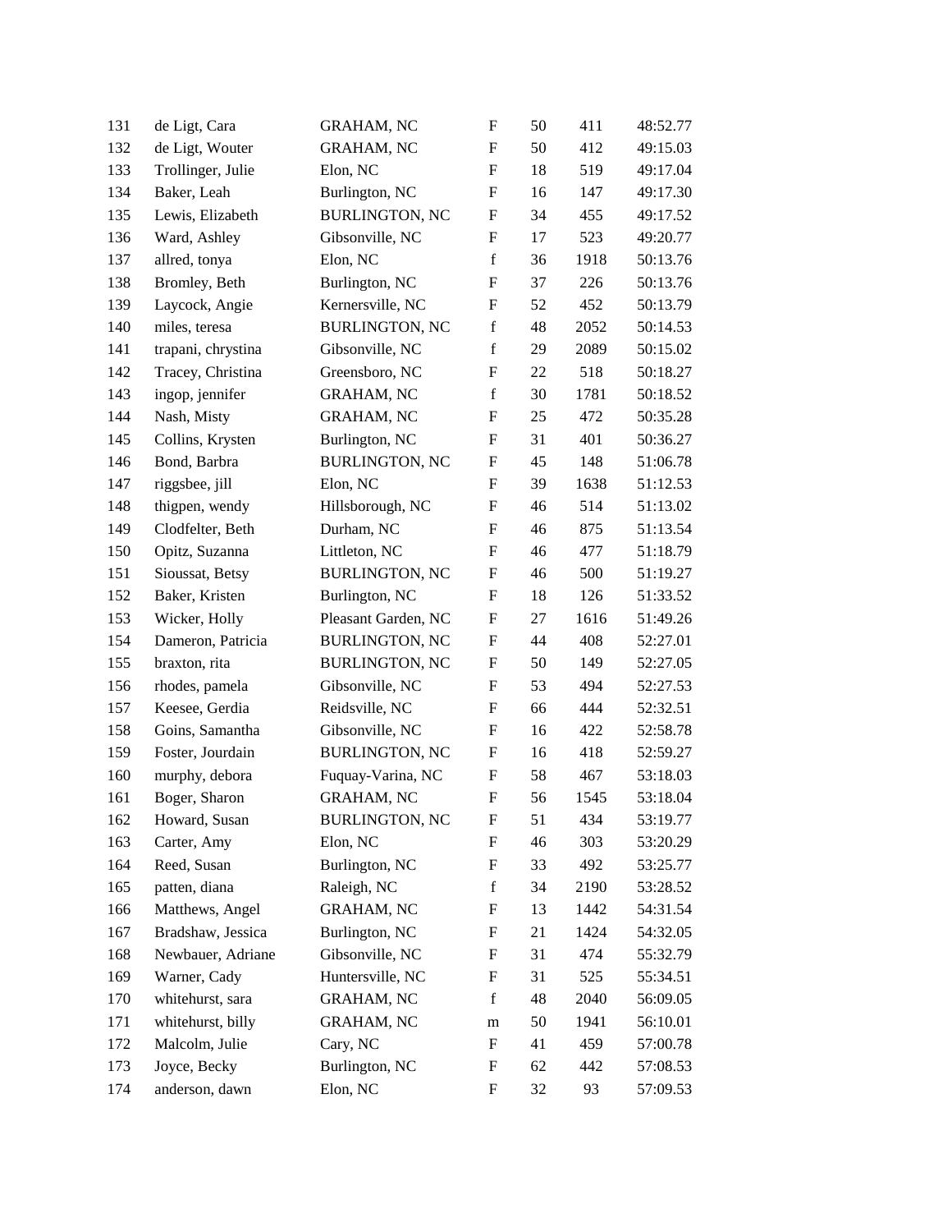| | | | | | | |
|---|---|---|---|---|---|---|
| 131 | de Ligt, Cara | GRAHAM, NC | F | 50 | 411 | 48:52.77 |
| 132 | de Ligt, Wouter | GRAHAM, NC | F | 50 | 412 | 49:15.03 |
| 133 | Trollinger, Julie | Elon, NC | F | 18 | 519 | 49:17.04 |
| 134 | Baker, Leah | Burlington, NC | F | 16 | 147 | 49:17.30 |
| 135 | Lewis, Elizabeth | BURLINGTON, NC | F | 34 | 455 | 49:17.52 |
| 136 | Ward, Ashley | Gibsonville, NC | F | 17 | 523 | 49:20.77 |
| 137 | allred, tonya | Elon, NC | f | 36 | 1918 | 50:13.76 |
| 138 | Bromley, Beth | Burlington, NC | F | 37 | 226 | 50:13.76 |
| 139 | Laycock, Angie | Kernersville, NC | F | 52 | 452 | 50:13.79 |
| 140 | miles, teresa | BURLINGTON, NC | f | 48 | 2052 | 50:14.53 |
| 141 | trapani, chrystina | Gibsonville, NC | f | 29 | 2089 | 50:15.02 |
| 142 | Tracey, Christina | Greensboro, NC | F | 22 | 518 | 50:18.27 |
| 143 | ingop, jennifer | GRAHAM, NC | f | 30 | 1781 | 50:18.52 |
| 144 | Nash, Misty | GRAHAM, NC | F | 25 | 472 | 50:35.28 |
| 145 | Collins, Krysten | Burlington, NC | F | 31 | 401 | 50:36.27 |
| 146 | Bond, Barbra | BURLINGTON, NC | F | 45 | 148 | 51:06.78 |
| 147 | riggsbee, jill | Elon, NC | F | 39 | 1638 | 51:12.53 |
| 148 | thigpen, wendy | Hillsborough, NC | F | 46 | 514 | 51:13.02 |
| 149 | Clodfelter, Beth | Durham, NC | F | 46 | 875 | 51:13.54 |
| 150 | Opitz, Suzanna | Littleton, NC | F | 46 | 477 | 51:18.79 |
| 151 | Sioussat, Betsy | BURLINGTON, NC | F | 46 | 500 | 51:19.27 |
| 152 | Baker, Kristen | Burlington, NC | F | 18 | 126 | 51:33.52 |
| 153 | Wicker, Holly | Pleasant Garden, NC | F | 27 | 1616 | 51:49.26 |
| 154 | Dameron, Patricia | BURLINGTON, NC | F | 44 | 408 | 52:27.01 |
| 155 | braxton, rita | BURLINGTON, NC | F | 50 | 149 | 52:27.05 |
| 156 | rhodes, pamela | Gibsonville, NC | F | 53 | 494 | 52:27.53 |
| 157 | Keesee, Gerdia | Reidsville, NC | F | 66 | 444 | 52:32.51 |
| 158 | Goins, Samantha | Gibsonville, NC | F | 16 | 422 | 52:58.78 |
| 159 | Foster, Jourdain | BURLINGTON, NC | F | 16 | 418 | 52:59.27 |
| 160 | murphy, debora | Fuquay-Varina, NC | F | 58 | 467 | 53:18.03 |
| 161 | Boger, Sharon | GRAHAM, NC | F | 56 | 1545 | 53:18.04 |
| 162 | Howard, Susan | BURLINGTON, NC | F | 51 | 434 | 53:19.77 |
| 163 | Carter, Amy | Elon, NC | F | 46 | 303 | 53:20.29 |
| 164 | Reed, Susan | Burlington, NC | F | 33 | 492 | 53:25.77 |
| 165 | patten, diana | Raleigh, NC | f | 34 | 2190 | 53:28.52 |
| 166 | Matthews, Angel | GRAHAM, NC | F | 13 | 1442 | 54:31.54 |
| 167 | Bradshaw, Jessica | Burlington, NC | F | 21 | 1424 | 54:32.05 |
| 168 | Newbauer, Adriane | Gibsonville, NC | F | 31 | 474 | 55:32.79 |
| 169 | Warner, Cady | Huntersville, NC | F | 31 | 525 | 55:34.51 |
| 170 | whitehurst, sara | GRAHAM, NC | f | 48 | 2040 | 56:09.05 |
| 171 | whitehurst, billy | GRAHAM, NC | m | 50 | 1941 | 56:10.01 |
| 172 | Malcolm, Julie | Cary, NC | F | 41 | 459 | 57:00.78 |
| 173 | Joyce, Becky | Burlington, NC | F | 62 | 442 | 57:08.53 |
| 174 | anderson, dawn | Elon, NC | F | 32 | 93 | 57:09.53 |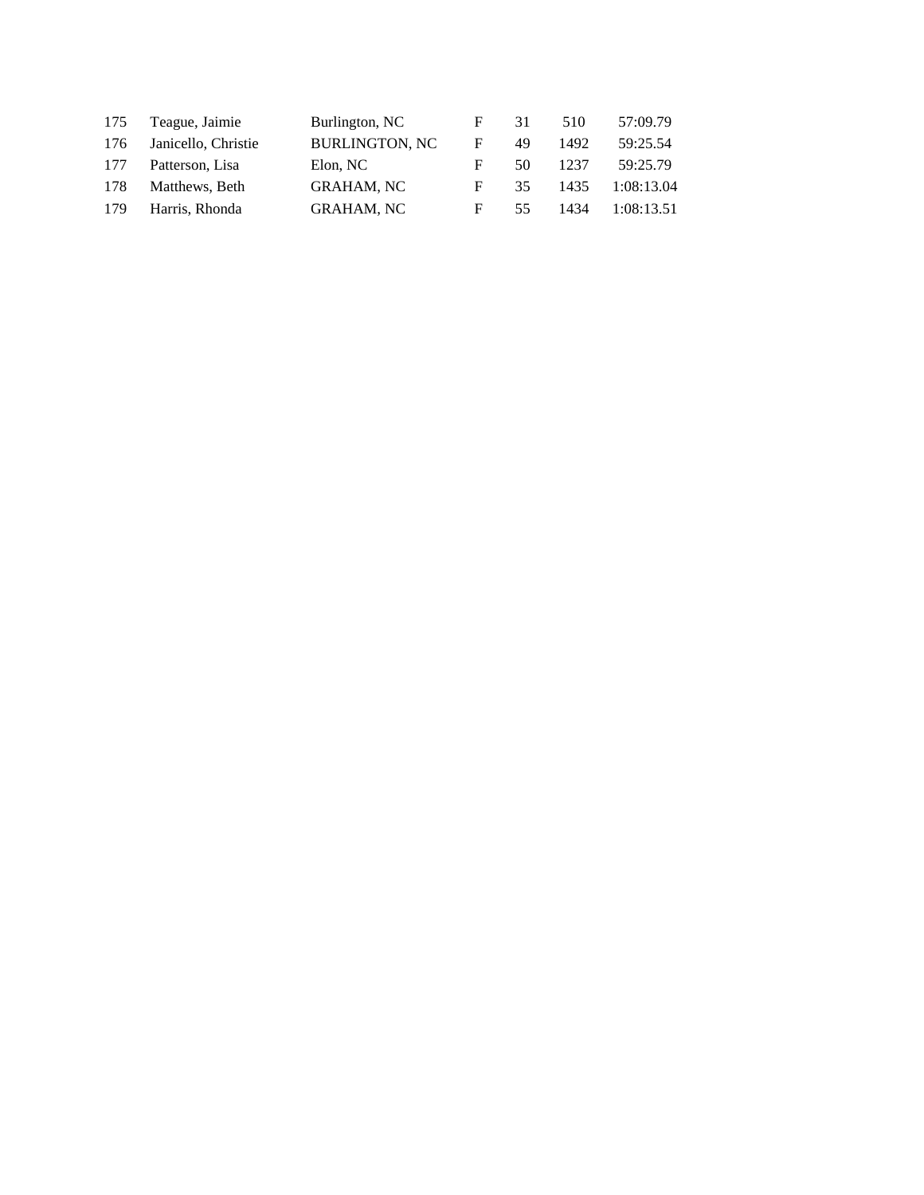| | | | | | | |
|---|---|---|---|---|---|---|
| 175 | Teague, Jaimie | Burlington, NC | F | 31 | 510 | 57:09.79 |
| 176 | Janicello, Christie | BURLINGTON, NC | F | 49 | 1492 | 59:25.54 |
| 177 | Patterson, Lisa | Elon, NC | F | 50 | 1237 | 59:25.79 |
| 178 | Matthews, Beth | GRAHAM, NC | F | 35 | 1435 | 1:08:13.04 |
| 179 | Harris, Rhonda | GRAHAM, NC | F | 55 | 1434 | 1:08:13.51 |